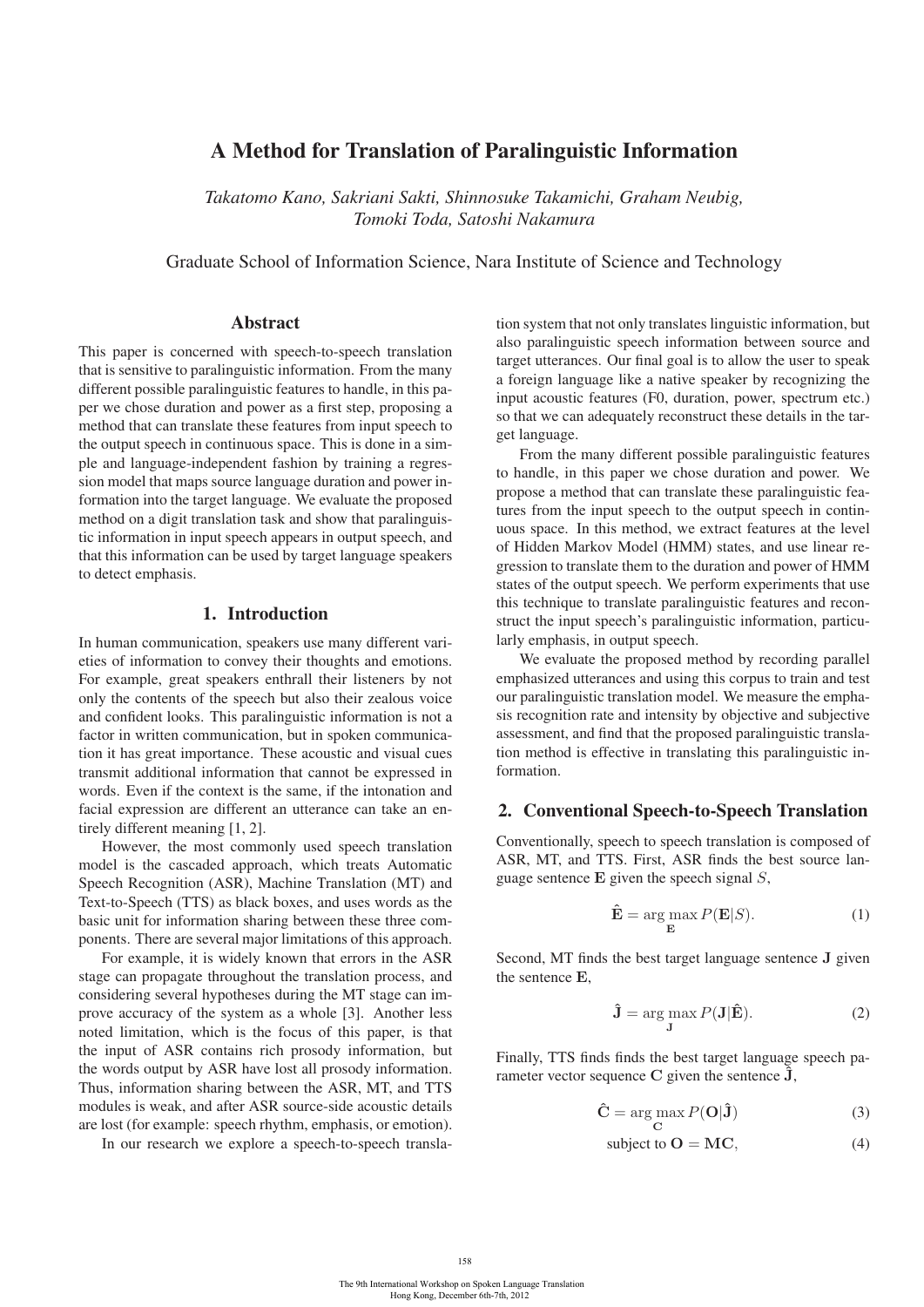# A Method for Translation of Paralinguistic Information

*Takatomo Kano, Sakriani Sakti, Shinnosuke Takamichi, Graham Neubig, Tomoki Toda, Satoshi Nakamura*

Graduate School of Information Science, Nara Institute of Science and Technology

## Abstract

This paper is concerned with speech-to-speech translation that is sensitive to paralinguistic information. From the many different possible paralinguistic features to handle, in this paper we chose duration and power as a first step, proposing a method that can translate these features from input speech to the output speech in continuous space. This is done in a simple and language-independent fashion by training a regression model that maps source language duration and power information into the target language. We evaluate the proposed method on a digit translation task and show that paralinguistic information in input speech appears in output speech, and that this information can be used by target language speakers to detect emphasis.

## 1. Introduction

In human communication, speakers use many different varieties of information to convey their thoughts and emotions. For example, great speakers enthrall their listeners by not only the contents of the speech but also their zealous voice and confident looks. This paralinguistic information is not a factor in written communication, but in spoken communication it has great importance. These acoustic and visual cues transmit additional information that cannot be expressed in words. Even if the context is the same, if the intonation and facial expression are different an utterance can take an entirely different meaning [1, 2].

However, the most commonly used speech translation model is the cascaded approach, which treats Automatic Speech Recognition (ASR), Machine Translation (MT) and Text-to-Speech (TTS) as black boxes, and uses words as the basic unit for information sharing between these three components. There are several major limitations of this approach.

For example, it is widely known that errors in the ASR stage can propagate throughout the translation process, and considering several hypotheses during the MT stage can improve accuracy of the system as a whole [3]. Another less noted limitation, which is the focus of this paper, is that the input of ASR contains rich prosody information, but the words output by ASR have lost all prosody information. Thus, information sharing between the ASR, MT, and TTS modules is weak, and after ASR source-side acoustic details are lost (for example: speech rhythm, emphasis, or emotion).

In our research we explore a speech-to-speech translation system that not only translates linguistic information, but also paralinguistic speech information between source and target utterances. Our final goal is to allow the user to speak a foreign language like a native speaker by recognizing the input acoustic features (F0, duration, power, spectrum etc.) so that we can adequately reconstruct these details in the target language.

From the many different possible paralinguistic features to handle, in this paper we chose duration and power. We propose a method that can translate these paralinguistic features from the input speech to the output speech in continuous space. In this method, we extract features at the level of Hidden Markov Model (HMM) states, and use linear regression to translate them to the duration and power of HMM states of the output speech. We perform experiments that use this technique to translate paralinguistic features and reconstruct the input speech's paralinguistic information, particularly emphasis, in output speech.

We evaluate the proposed method by recording parallel emphasized utterances and using this corpus to train and test our paralinguistic translation model. We measure the emphasis recognition rate and intensity by objective and subjective assessment, and find that the proposed paralinguistic translation method is effective in translating this paralinguistic information.

## 2. Conventional Speech-to-Speech Translation

Conventionally, speech to speech translation is composed of ASR, MT, and TTS. First, ASR finds the best source language sentence $\mathbf{E}$ given the speech signal $S$,

$$\hat{\mathbf{E}} = \arg\max_{\mathbf{E}} P(\mathbf{E}|S). \tag{1}$$

Second, MT finds the best target language sentence $\mathbf{J}$ given the sentence $\mathbf{E}$,

$$\hat{\mathbf{J}} = \arg\max_{\mathbf{J}} P(\mathbf{J}|\hat{\mathbf{E}}). \tag{2}$$

Finally, TTS finds finds the best target language speech parameter vector sequence $\mathbf{C}$ given the sentence $\hat{\mathbf{J}}$,

$$\hat{\mathbf{C}} = \arg\max_{\mathbf{C}} P(\mathbf{O}|\hat{\mathbf{J}}) \tag{3}$$

$$\text{subject to } \mathbf{O} = \mathbf{MC}, \tag{4}$$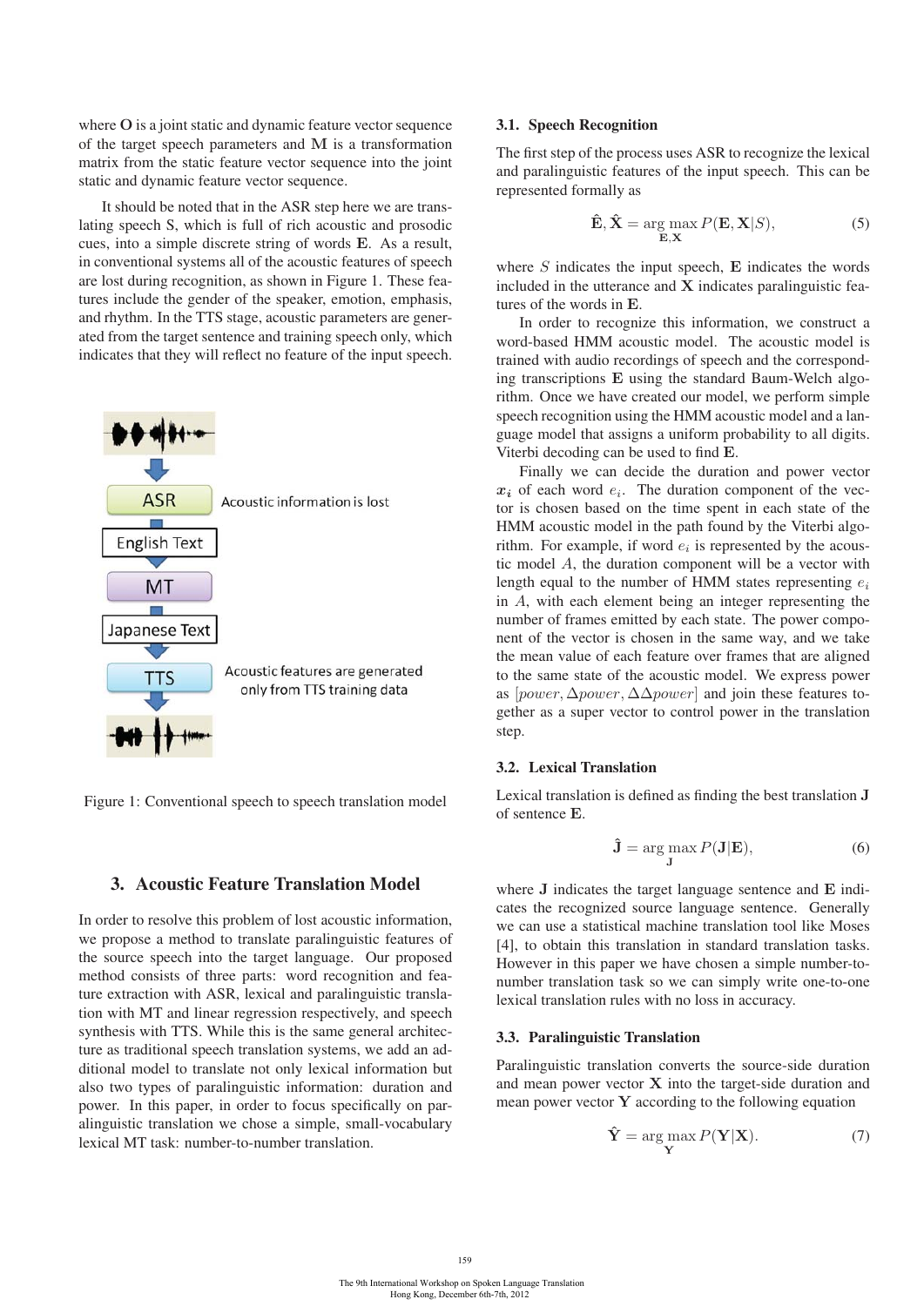where $\mathbf{O}$ is a joint static and dynamic feature vector sequence of the target speech parameters and $\mathbf{M}$ is a transformation matrix from the static feature vector sequence into the joint static and dynamic feature vector sequence.

It should be noted that in the ASR step here we are translating speech S, which is full of rich acoustic and prosodic cues, into a simple discrete string of words $\mathbf{E}$. As a result, in conventional systems all of the acoustic features of speech are lost during recognition, as shown in Figure 1. These features include the gender of the speaker, emotion, emphasis, and rhythm. In the TTS stage, acoustic parameters are generated from the target sentence and training speech only, which indicates that they will reflect no feature of the input speech.

Figure 1: Conventional speech to speech translation model

## 3. Acoustic Feature Translation Model

In order to resolve this problem of lost acoustic information, we propose a method to translate paralinguistic features of the source speech into the target language. Our proposed method consists of three parts: word recognition and feature extraction with ASR, lexical and paralinguistic translation with MT and linear regression respectively, and speech synthesis with TTS. While this is the same general architecture as traditional speech translation systems, we add an additional model to translate not only lexical information but also two types of paralinguistic information: duration and power. In this paper, in order to focus specifically on paralinguistic translation we chose a simple, small-vocabulary lexical MT task: number-to-number translation.

### 3.1. Speech Recognition

The first step of the process uses ASR to recognize the lexical and paralinguistic features of the input speech. This can be represented formally as

$$\hat{\mathbf{E}}, \hat{\mathbf{X}} = \arg\max_{\mathbf{E},\mathbf{X}} P(\mathbf{E}, \mathbf{X}|S), \tag{5}$$

where $S$ indicates the input speech, $\mathbf{E}$ indicates the words included in the utterance and $\mathbf{X}$ indicates paralinguistic features of the words in $\mathbf{E}$.

In order to recognize this information, we construct a word-based HMM acoustic model. The acoustic model is trained with audio recordings of speech and the corresponding transcriptions $\mathbf{E}$ using the standard Baum-Welch algorithm. Once we have created our model, we perform simple speech recognition using the HMM acoustic model and a language model that assigns a uniform probability to all digits. Viterbi decoding can be used to find $\mathbf{E}$.

Finally we can decide the duration and power vector $\boldsymbol{x_i}$ of each word $e_i$. The duration component of the vector is chosen based on the time spent in each state of the HMM acoustic model in the path found by the Viterbi algorithm. For example, if word $e_i$ is represented by the acoustic model $A$, the duration component will be a vector with length equal to the number of HMM states representing $e_i$ in $A$, with each element being an integer representing the number of frames emitted by each state. The power component of the vector is chosen in the same way, and we take the mean value of each feature over frames that are aligned to the same state of the acoustic model. We express power as $[power, \Delta power, \Delta\Delta power]$ and join these features together as a super vector to control power in the translation step.

### 3.2. Lexical Translation

Lexical translation is defined as finding the best translation $\mathbf{J}$ of sentence $\mathbf{E}$.

$$\hat{\mathbf{J}} = \arg\max_{\mathbf{J}} P(\mathbf{J}|\mathbf{E}), \tag{6}$$

where $\mathbf{J}$ indicates the target language sentence and $\mathbf{E}$ indicates the recognized source language sentence. Generally we can use a statistical machine translation tool like Moses [4], to obtain this translation in standard translation tasks. However in this paper we have chosen a simple number-to-number translation task so we can simply write one-to-one lexical translation rules with no loss in accuracy.

### 3.3. Paralinguistic Translation

Paralinguistic translation converts the source-side duration and mean power vector $\mathbf{X}$ into the target-side duration and mean power vector $\mathbf{Y}$ according to the following equation

$$\hat{\mathbf{Y}} = \arg\max_{\mathbf{Y}} P(\mathbf{Y}|\mathbf{X}). \tag{7}$$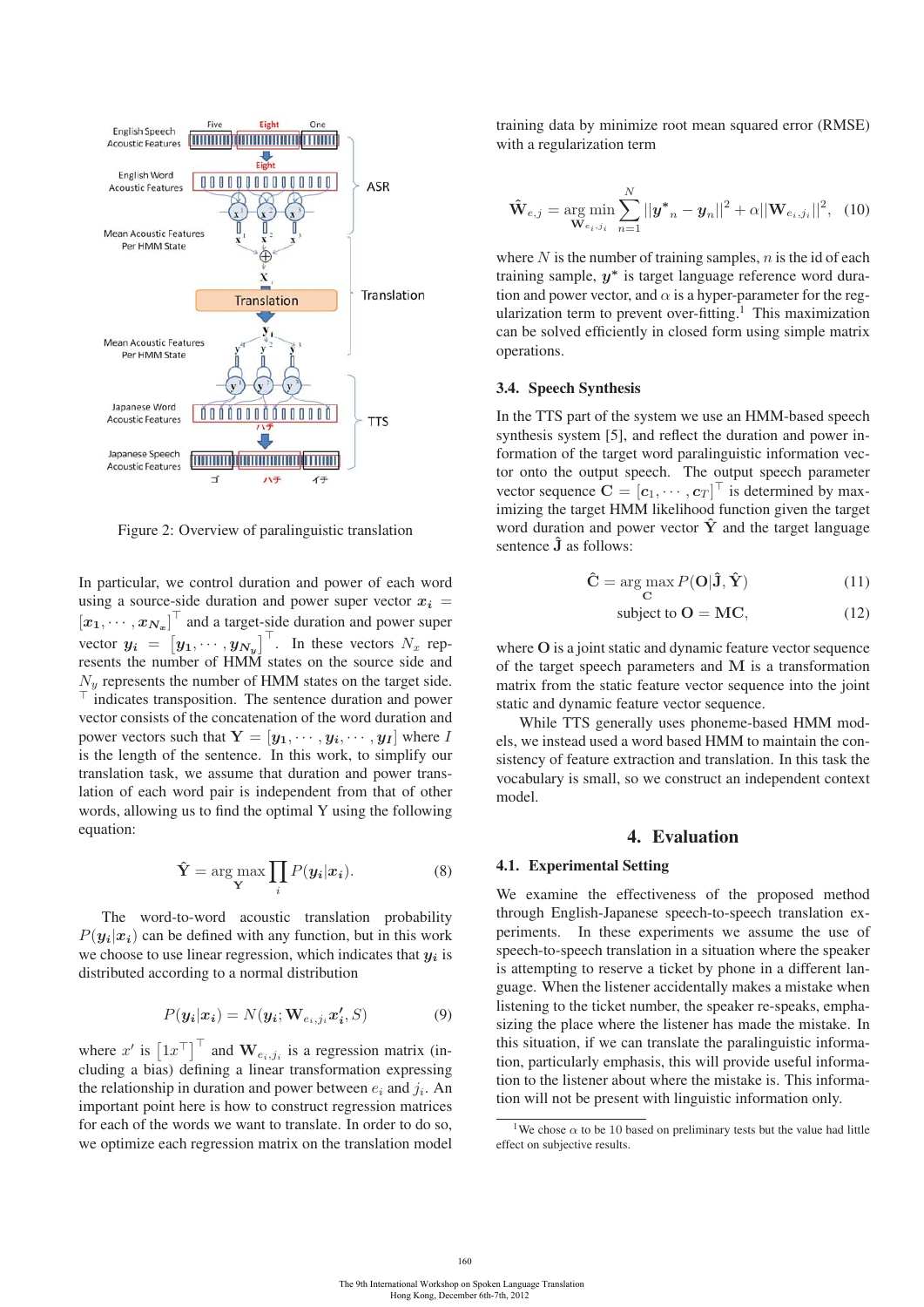Figure 2: Overview of paralinguistic translation

In particular, we control duration and power of each word using a source-side duration and power super vector $\boldsymbol{x_i} = [\boldsymbol{x_1}, \cdots, \boldsymbol{x_{N_x}}]^\top$ and a target-side duration and power super vector $\boldsymbol{y_i} = [\boldsymbol{y_1}, \cdots, \boldsymbol{y_{N_y}}]^\top$. In these vectors $N_x$ represents the number of HMM states on the source side and $N_y$ represents the number of HMM states on the target side. $^\top$ indicates transposition. The sentence duration and power vector consists of the concatenation of the word duration and power vectors such that $\mathbf{Y} = [\boldsymbol{y_1}, \cdots, \boldsymbol{y_i}, \cdots, \boldsymbol{y_I}]$ where $I$ is the length of the sentence. In this work, to simplify our translation task, we assume that duration and power translation of each word pair is independent from that of other words, allowing us to find the optimal Y using the following equation:

$$\hat{\mathbf{Y}} = \arg\max_{\mathbf{Y}} \prod_i P(\boldsymbol{y_i}|\boldsymbol{x_i}). \tag{8}$$

The word-to-word acoustic translation probability $P(\boldsymbol{y_i}|\boldsymbol{x_i})$ can be defined with any function, but in this work we choose to use linear regression, which indicates that $\boldsymbol{y_i}$ is distributed according to a normal distribution

$$P(\boldsymbol{y_i}|\boldsymbol{x_i}) = N(\boldsymbol{y_i}; \mathbf{W}_{e_i,j_i}\boldsymbol{x_i'}, S) \tag{9}$$

where $x'$ is $\left[1 x^\top\right]^\top$ and $\mathbf{W}_{e_i,j_i}$ is a regression matrix (including a bias) defining a linear transformation expressing the relationship in duration and power between $e_i$ and $j_i$. An important point here is how to construct regression matrices for each of the words we want to translate. In order to do so, we optimize each regression matrix on the translation model training data by minimize root mean squared error (RMSE) with a regularization term

$$\hat{\mathbf{W}}_{e,j} = \arg\min_{\mathbf{W}_{e_i,j_i}} \sum_{n=1}^{N} ||\boldsymbol{y^*}_n - \boldsymbol{y}_n||^2 + \alpha||\mathbf{W}_{e_i,j_i}||^2, \tag{10}$$

where $N$ is the number of training samples, $n$ is the id of each training sample, $\boldsymbol{y^*}$ is target language reference word duration and power vector, and $\alpha$ is a hyper-parameter for the regularization term to prevent over-fitting.[1] This maximization can be solved efficiently in closed form using simple matrix operations.

### 3.4. Speech Synthesis

In the TTS part of the system we use an HMM-based speech synthesis system [5], and reflect the duration and power information of the target word paralinguistic information vector onto the output speech. The output speech parameter vector sequence $\mathbf{C} = [\boldsymbol{c}_1, \cdots, \boldsymbol{c}_T]^\top$ is determined by maximizing the target HMM likelihood function given the target word duration and power vector $\hat{\mathbf{Y}}$ and the target language sentence $\hat{\mathbf{J}}$ as follows:

$$\hat{\mathbf{C}} = \arg\max_{\mathbf{C}} P(\mathbf{O}|\hat{\mathbf{J}}, \hat{\mathbf{Y}}) \tag{11}$$

$$\text{subject to } \mathbf{O} = \mathbf{MC}, \tag{12}$$

where $\mathbf{O}$ is a joint static and dynamic feature vector sequence of the target speech parameters and $\mathbf{M}$ is a transformation matrix from the static feature vector sequence into the joint static and dynamic feature vector sequence.

While TTS generally uses phoneme-based HMM models, we instead used a word based HMM to maintain the consistency of feature extraction and translation. In this task the vocabulary is small, so we construct an independent context model.

## 4. Evaluation

### 4.1. Experimental Setting

We examine the effectiveness of the proposed method through English-Japanese speech-to-speech translation experiments. In these experiments we assume the use of speech-to-speech translation in a situation where the speaker is attempting to reserve a ticket by phone in a different language. When the listener accidentally makes a mistake when listening to the ticket number, the speaker re-speaks, emphasizing the place where the listener has made the mistake. In this situation, if we can translate the paralinguistic information, particularly emphasis, this will provide useful information to the listener about where the mistake is. This information will not be present with linguistic information only.

[1] We chose $\alpha$ to be 10 based on preliminary tests but the value had little effect on subjective results.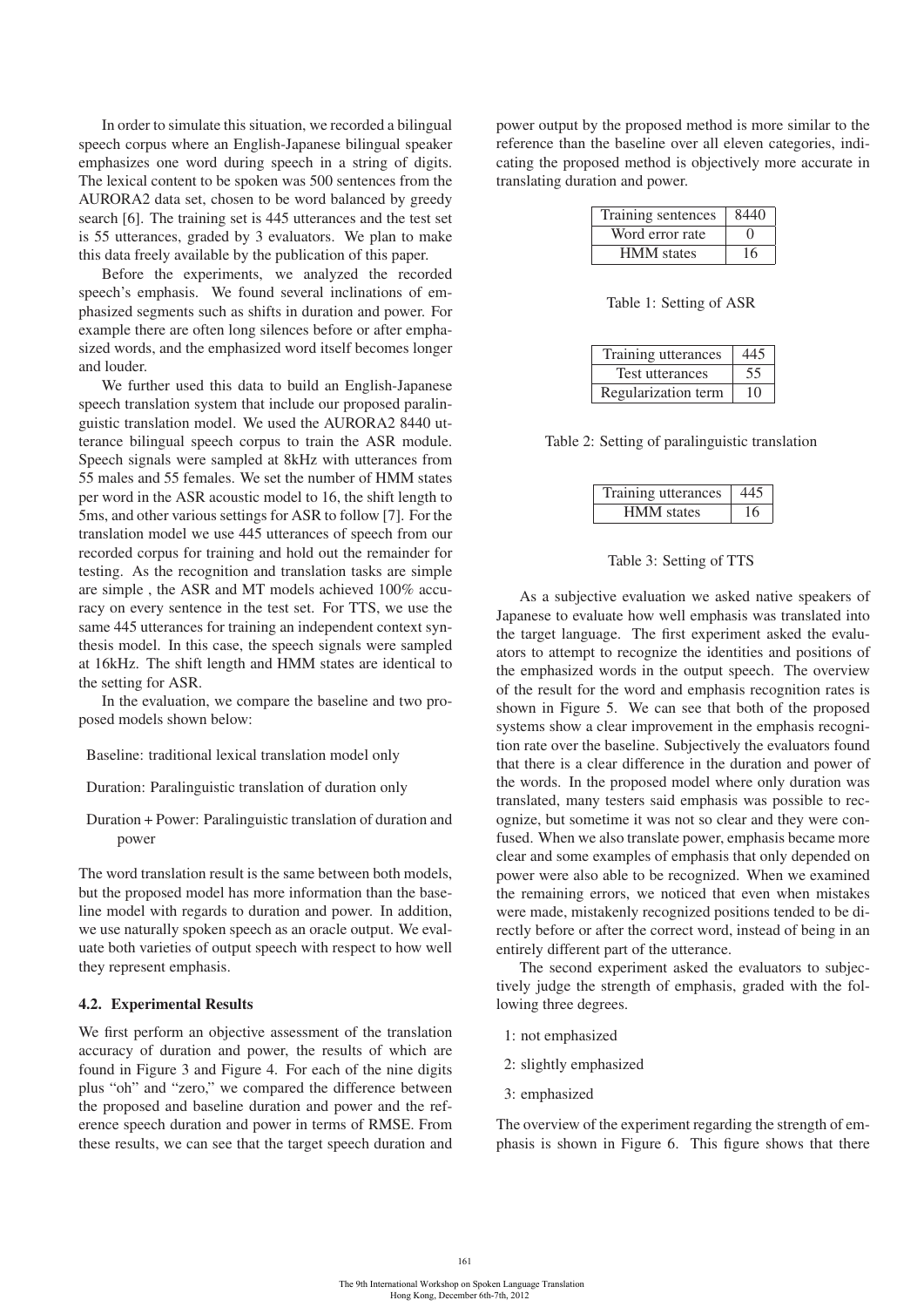In order to simulate this situation, we recorded a bilingual speech corpus where an English-Japanese bilingual speaker emphasizes one word during speech in a string of digits. The lexical content to be spoken was 500 sentences from the AURORA2 data set, chosen to be word balanced by greedy search [6]. The training set is 445 utterances and the test set is 55 utterances, graded by 3 evaluators. We plan to make this data freely available by the publication of this paper.

Before the experiments, we analyzed the recorded speech's emphasis. We found several inclinations of emphasized segments such as shifts in duration and power. For example there are often long silences before or after emphasized words, and the emphasized word itself becomes longer and louder.

We further used this data to build an English-Japanese speech translation system that include our proposed paralinguistic translation model. We used the AURORA2 8440 utterance bilingual speech corpus to train the ASR module. Speech signals were sampled at 8kHz with utterances from 55 males and 55 females. We set the number of HMM states per word in the ASR acoustic model to 16, the shift length to 5ms, and other various settings for ASR to follow [7]. For the translation model we use 445 utterances of speech from our recorded corpus for training and hold out the remainder for testing. As the recognition and translation tasks are simple are simple , the ASR and MT models achieved 100% accuracy on every sentence in the test set. For TTS, we use the same 445 utterances for training an independent context synthesis model. In this case, the speech signals were sampled at 16kHz. The shift length and HMM states are identical to the setting for ASR.

In the evaluation, we compare the baseline and two proposed models shown below:

- Baseline: traditional lexical translation model only
- Duration: Paralinguistic translation of duration only
- Duration + Power: Paralinguistic translation of duration and power

The word translation result is the same between both models, but the proposed model has more information than the baseline model with regards to duration and power. In addition, we use naturally spoken speech as an oracle output. We evaluate both varieties of output speech with respect to how well they represent emphasis.

### 4.2. Experimental Results

We first perform an objective assessment of the translation accuracy of duration and power, the results of which are found in Figure 3 and Figure 4. For each of the nine digits plus "oh" and "zero," we compared the difference between the proposed and baseline duration and power and the reference speech duration and power in terms of RMSE. From these results, we can see that the target speech duration and power output by the proposed method is more similar to the reference than the baseline over all eleven categories, indicating the proposed method is objectively more accurate in translating duration and power.

| Training sentences | 8440 |
|---|---|
| Word error rate | 0 |
| HMM states | 16 |

Table 1: Setting of ASR

| Training utterances | 445 |
|---|---|
| Test utterances | 55 |
| Regularization term | 10 |

Table 2: Setting of paralinguistic translation

| Training utterances | 445 |
|---|---|
| HMM states | 16 |

Table 3: Setting of TTS

As a subjective evaluation we asked native speakers of Japanese to evaluate how well emphasis was translated into the target language. The first experiment asked the evaluators to attempt to recognize the identities and positions of the emphasized words in the output speech. The overview of the result for the word and emphasis recognition rates is shown in Figure 5. We can see that both of the proposed systems show a clear improvement in the emphasis recognition rate over the baseline. Subjectively the evaluators found that there is a clear difference in the duration and power of the words. In the proposed model where only duration was translated, many testers said emphasis was possible to recognize, but sometime it was not so clear and they were confused. When we also translate power, emphasis became more clear and some examples of emphasis that only depended on power were also able to be recognized. When we examined the remaining errors, we noticed that even when mistakes were made, mistakenly recognized positions tended to be directly before or after the correct word, instead of being in an entirely different part of the utterance.

The second experiment asked the evaluators to subjectively judge the strength of emphasis, graded with the following three degrees.

1: not emphasized

2: slightly emphasized

3: emphasized

The overview of the experiment regarding the strength of emphasis is shown in Figure 6. This figure shows that there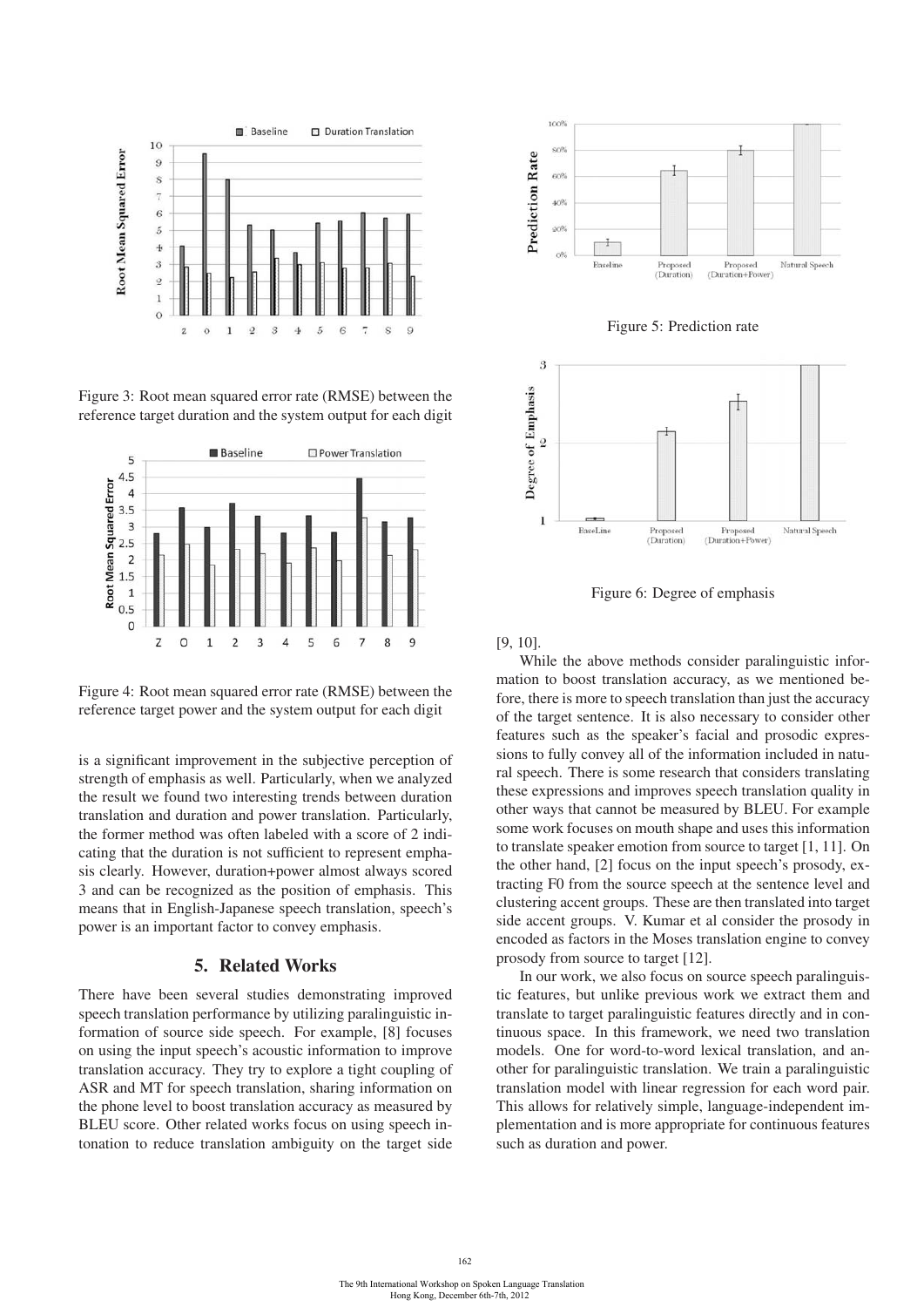Figure 3: Root mean squared error rate (RMSE) between the reference target duration and the system output for each digit

Figure 4: Root mean squared error rate (RMSE) between the reference target power and the system output for each digit

is a significant improvement in the subjective perception of strength of emphasis as well. Particularly, when we analyzed the result we found two interesting trends between duration translation and duration and power translation. Particularly, the former method was often labeled with a score of 2 indicating that the duration is not sufficient to represent emphasis clearly. However, duration+power almost always scored 3 and can be recognized as the position of emphasis. This means that in English-Japanese speech translation, speech's power is an important factor to convey emphasis.

## 5. Related Works

There have been several studies demonstrating improved speech translation performance by utilizing paralinguistic information of source side speech. For example, [8] focuses on using the input speech's acoustic information to improve translation accuracy. They try to explore a tight coupling of ASR and MT for speech translation, sharing information on the phone level to boost translation accuracy as measured by BLEU score. Other related works focus on using speech intonation to reduce translation ambiguity on the target side

Figure 5: Prediction rate

Figure 6: Degree of emphasis

[9, 10].

While the above methods consider paralinguistic information to boost translation accuracy, as we mentioned before, there is more to speech translation than just the accuracy of the target sentence. It is also necessary to consider other features such as the speaker's facial and prosodic expressions to fully convey all of the information included in natural speech. There is some research that considers translating these expressions and improves speech translation quality in other ways that cannot be measured by BLEU. For example some work focuses on mouth shape and uses this information to translate speaker emotion from source to target [1, 11]. On the other hand, [2] focus on the input speech's prosody, extracting F0 from the source speech at the sentence level and clustering accent groups. These are then translated into target side accent groups. V. Kumar et al consider the prosody in encoded as factors in the Moses translation engine to convey prosody from source to target [12].

In our work, we also focus on source speech paralinguistic features, but unlike previous work we extract them and translate to target paralinguistic features directly and in continuous space. In this framework, we need two translation models. One for word-to-word lexical translation, and another for paralinguistic translation. We train a paralinguistic translation model with linear regression for each word pair. This allows for relatively simple, language-independent implementation and is more appropriate for continuous features such as duration and power.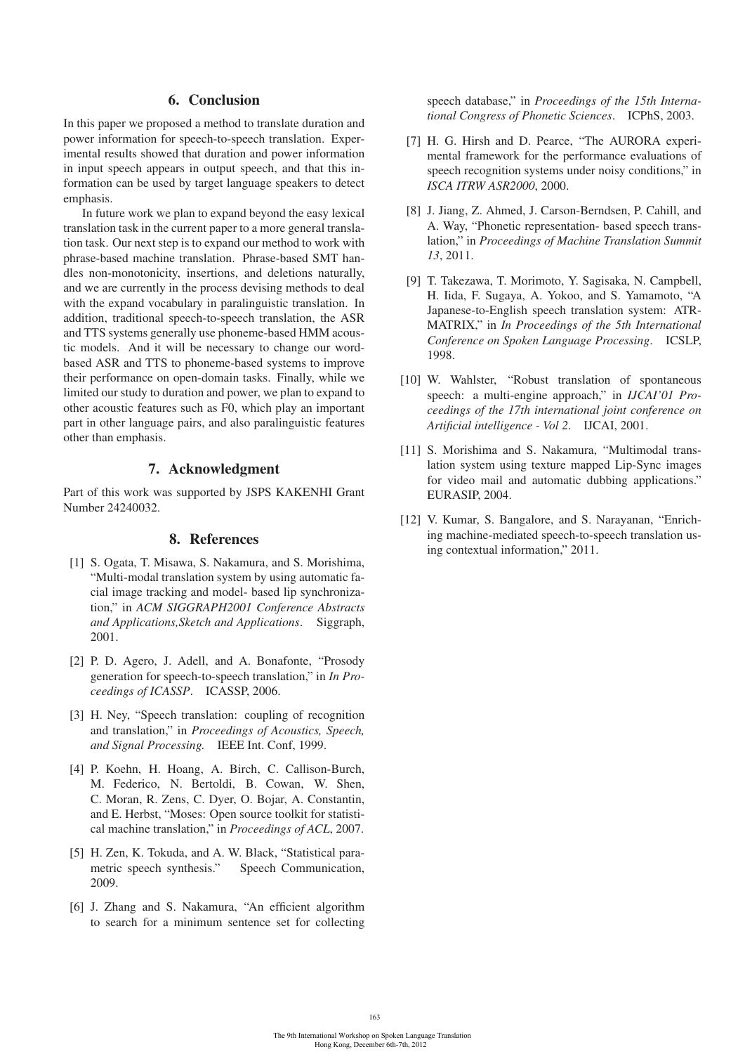## 6. Conclusion

In this paper we proposed a method to translate duration and power information for speech-to-speech translation. Experimental results showed that duration and power information in input speech appears in output speech, and that this information can be used by target language speakers to detect emphasis.

In future work we plan to expand beyond the easy lexical translation task in the current paper to a more general translation task. Our next step is to expand our method to work with phrase-based machine translation. Phrase-based SMT handles non-monotonicity, insertions, and deletions naturally, and we are currently in the process devising methods to deal with the expand vocabulary in paralinguistic translation. In addition, traditional speech-to-speech translation, the ASR and TTS systems generally use phoneme-based HMM acoustic models. And it will be necessary to change our word-based ASR and TTS to phoneme-based systems to improve their performance on open-domain tasks. Finally, while we limited our study to duration and power, we plan to expand to other acoustic features such as F0, which play an important part in other language pairs, and also paralinguistic features other than emphasis.

## 7. Acknowledgment

Part of this work was supported by JSPS KAKENHI Grant Number 24240032.

## 8. References

[1] S. Ogata, T. Misawa, S. Nakamura, and S. Morishima, "Multi-modal translation system by using automatic facial image tracking and model- based lip synchronization," in *ACM SIGGRAPH2001 Conference Abstracts and Applications,Sketch and Applications*. Siggraph, 2001.

[2] P. D. Agero, J. Adell, and A. Bonafonte, "Prosody generation for speech-to-speech translation," in *In Proceedings of ICASSP*. ICASSP, 2006.

[3] H. Ney, "Speech translation: coupling of recognition and translation," in *Proceedings of Acoustics, Speech, and Signal Processing.* IEEE Int. Conf, 1999.

[4] P. Koehn, H. Hoang, A. Birch, C. Callison-Burch, M. Federico, N. Bertoldi, B. Cowan, W. Shen, C. Moran, R. Zens, C. Dyer, O. Bojar, A. Constantin, and E. Herbst, "Moses: Open source toolkit for statistical machine translation," in *Proceedings of ACL*, 2007.

[5] H. Zen, K. Tokuda, and A. W. Black, "Statistical parametric speech synthesis." Speech Communication, 2009.

[6] J. Zhang and S. Nakamura, "An efficient algorithm to search for a minimum sentence set for collecting speech database," in *Proceedings of the 15th International Congress of Phonetic Sciences*. ICPhS, 2003.

[7] H. G. Hirsh and D. Pearce, "The AURORA experimental framework for the performance evaluations of speech recognition systems under noisy conditions," in *ISCA ITRW ASR2000*, 2000.

[8] J. Jiang, Z. Ahmed, J. Carson-Berndsen, P. Cahill, and A. Way, "Phonetic representation- based speech translation," in *Proceedings of Machine Translation Summit 13*, 2011.

[9] T. Takezawa, T. Morimoto, Y. Sagisaka, N. Campbell, H. Iida, F. Sugaya, A. Yokoo, and S. Yamamoto, "A Japanese-to-English speech translation system: ATR-MATRIX," in *In Proceedings of the 5th International Conference on Spoken Language Processing*. ICSLP, 1998.

[10] W. Wahlster, "Robust translation of spontaneous speech: a multi-engine approach," in *IJCAI'01 Proceedings of the 17th international joint conference on Artificial intelligence - Vol 2*. IJCAI, 2001.

[11] S. Morishima and S. Nakamura, "Multimodal translation system using texture mapped Lip-Sync images for video mail and automatic dubbing applications." EURASIP, 2004.

[12] V. Kumar, S. Bangalore, and S. Narayanan, "Enriching machine-mediated speech-to-speech translation using contextual information," 2011.